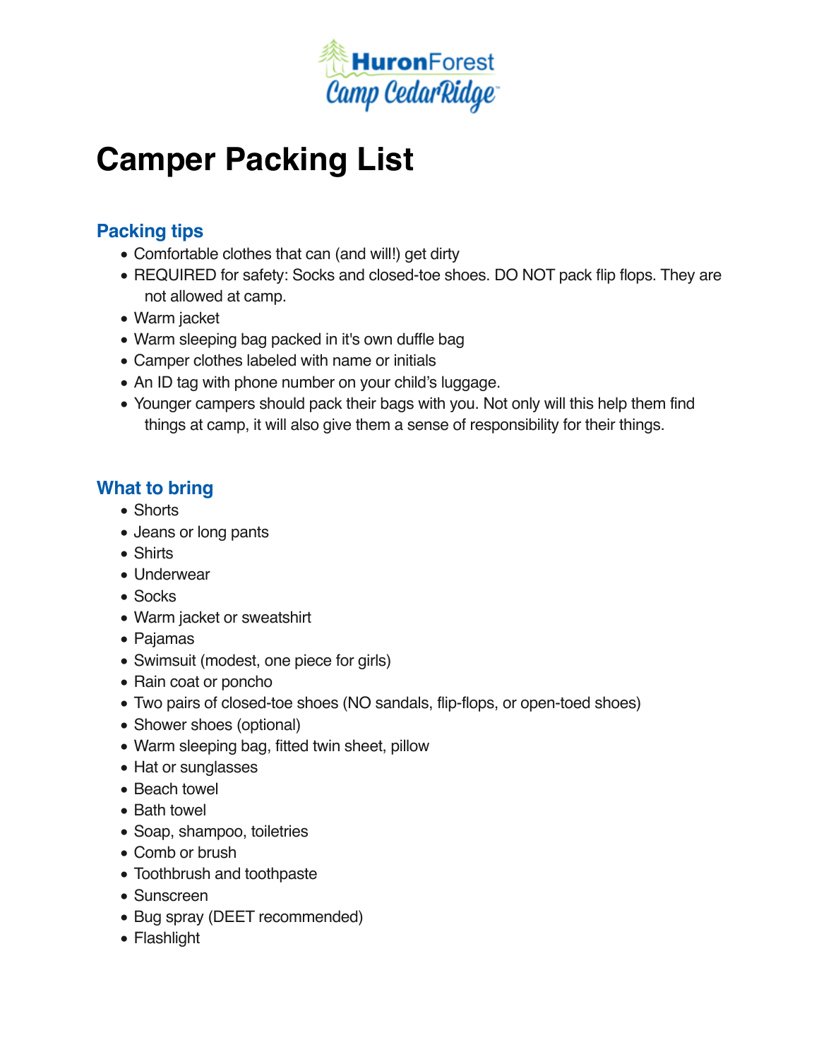HuronForest
Camp CedarRidge™

# Camper Packing List

## Packing tips

- Comfortable clothes that can (and will!) get dirty
- REQUIRED for safety: Socks and closed-toe shoes. DO NOT pack flip flops. They are not allowed at camp.
- Warm jacket
- Warm sleeping bag packed in it's own duffle bag
- Camper clothes labeled with name or initials
- An ID tag with phone number on your child's luggage.
- Younger campers should pack their bags with you. Not only will this help them find things at camp, it will also give them a sense of responsibility for their things.

## What to bring

- Shorts
- Jeans or long pants
- Shirts
- Underwear
- Socks
- Warm jacket or sweatshirt
- Pajamas
- Swimsuit (modest, one piece for girls)
- Rain coat or poncho
- Two pairs of closed-toe shoes (NO sandals, flip-flops, or open-toed shoes)
- Shower shoes (optional)
- Warm sleeping bag, fitted twin sheet, pillow
- Hat or sunglasses
- Beach towel
- Bath towel
- Soap, shampoo, toiletries
- Comb or brush
- Toothbrush and toothpaste
- Sunscreen
- Bug spray (DEET recommended)
- Flashlight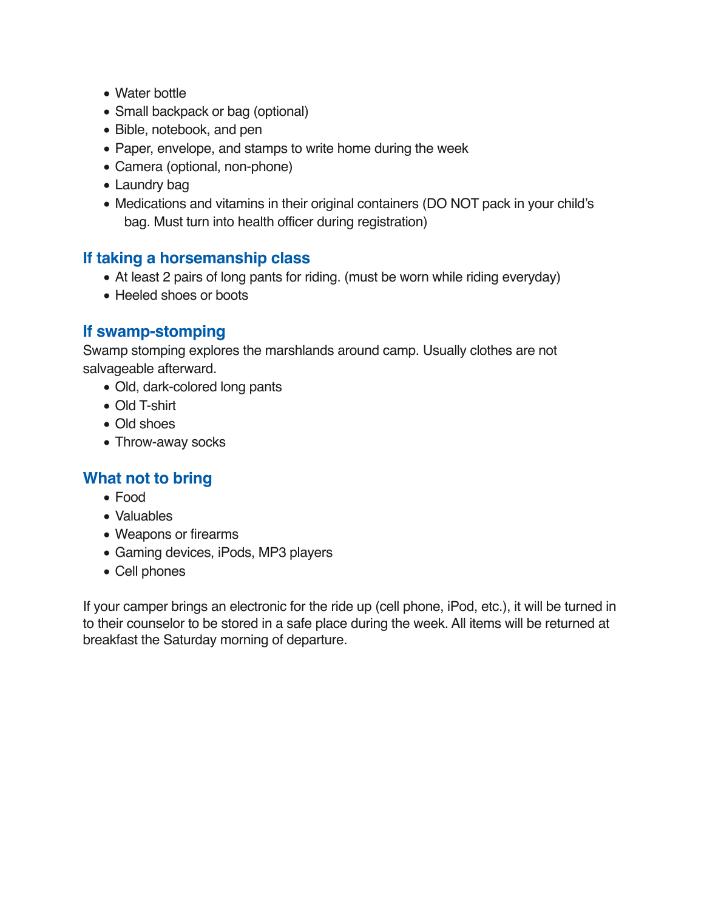- Water bottle
- Small backpack or bag (optional)
- Bible, notebook, and pen
- Paper, envelope, and stamps to write home during the week
- Camera (optional, non-phone)
- Laundry bag
- Medications and vitamins in their original containers (DO NOT pack in your child's bag. Must turn into health officer during registration)

## If taking a horsemanship class

- At least 2 pairs of long pants for riding. (must be worn while riding everyday)
- Heeled shoes or boots

## If swamp-stomping

Swamp stomping explores the marshlands around camp. Usually clothes are not salvageable afterward.

- Old, dark-colored long pants
- Old T-shirt
- Old shoes
- Throw-away socks

## What not to bring

- Food
- Valuables
- Weapons or firearms
- Gaming devices, iPods, MP3 players
- Cell phones

If your camper brings an electronic for the ride up (cell phone, iPod, etc.), it will be turned in to their counselor to be stored in a safe place during the week. All items will be returned at breakfast the Saturday morning of departure.